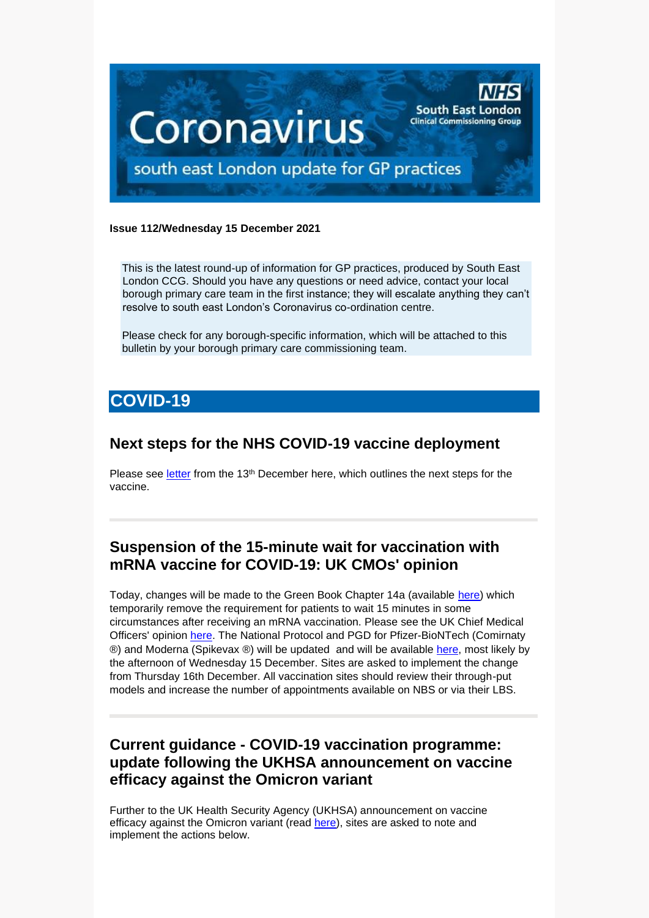# Coronavirus

## south east London update for GP practices

NHS South East London Clinical Commissioning Group

**Issue 112/Wednesday 15 December 2021**

This is the latest round-up of information for GP practices, produced by South East London CCG. Should you have any questions or need advice, contact your local borough primary care team in the first instance; they will escalate anything they can't resolve to south east London's Coronavirus co-ordination centre.

Please check for any borough-specific information, which will be attached to this bulletin by your borough primary care commissioning team.

# COVID-19

## Next steps for the NHS COVID-19 vaccine deployment

Please see letter from the 13th December here, which outlines the next steps for the vaccine.

## Suspension of the 15-minute wait for vaccination with mRNA vaccine for COVID-19: UK CMOs' opinion

Today, changes will be made to the Green Book Chapter 14a (available here) which temporarily remove the requirement for patients to wait 15 minutes in some circumstances after receiving an mRNA vaccination. Please see the UK Chief Medical Officers' opinion here. The National Protocol and PGD for Pfizer-BioNTech (Comirnaty ®) and Moderna (Spikevax ®) will be updated and will be available here, most likely by the afternoon of Wednesday 15 December. Sites are asked to implement the change from Thursday 16th December. All vaccination sites should review their through-put models and increase the number of appointments available on NBS or via their LBS.

## Current guidance - COVID-19 vaccination programme: update following the UKHSA announcement on vaccine efficacy against the Omicron variant

Further to the UK Health Security Agency (UKHSA) announcement on vaccine efficacy against the Omicron variant (read here), sites are asked to note and implement the actions below.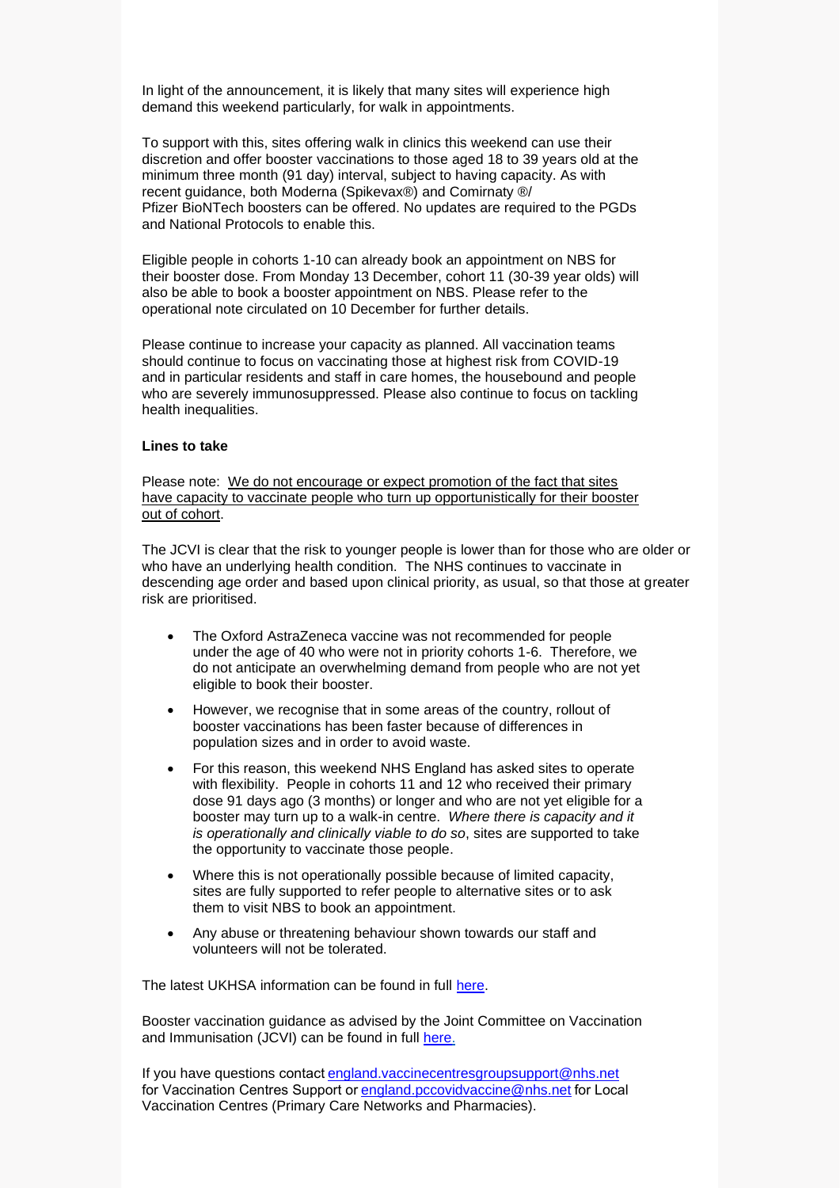In light of the announcement, it is likely that many sites will experience high demand this weekend particularly, for walk in appointments.

To support with this, sites offering walk in clinics this weekend can use their discretion and offer booster vaccinations to those aged 18 to 39 years old at the minimum three month (91 day) interval, subject to having capacity. As with recent guidance, both Moderna (Spikevax®) and Comirnaty ®/ Pfizer BioNTech boosters can be offered. No updates are required to the PGDs and National Protocols to enable this.

Eligible people in cohorts 1-10 can already book an appointment on NBS for their booster dose. From Monday 13 December, cohort 11 (30-39 year olds) will also be able to book a booster appointment on NBS. Please refer to the operational note circulated on 10 December for further details.

Please continue to increase your capacity as planned. All vaccination teams should continue to focus on vaccinating those at highest risk from COVID-19 and in particular residents and staff in care homes, the housebound and people who are severely immunosuppressed. Please also continue to focus on tackling health inequalities.

**Lines to take**

Please note: We do not encourage or expect promotion of the fact that sites have capacity to vaccinate people who turn up opportunistically for their booster out of cohort.

The JCVI is clear that the risk to younger people is lower than for those who are older or who have an underlying health condition. The NHS continues to vaccinate in descending age order and based upon clinical priority, as usual, so that those at greater risk are prioritised.

- The Oxford AstraZeneca vaccine was not recommended for people under the age of 40 who were not in priority cohorts 1-6. Therefore, we do not anticipate an overwhelming demand from people who are not yet eligible to book their booster.
- However, we recognise that in some areas of the country, rollout of booster vaccinations has been faster because of differences in population sizes and in order to avoid waste.
- For this reason, this weekend NHS England has asked sites to operate with flexibility. People in cohorts 11 and 12 who received their primary dose 91 days ago (3 months) or longer and who are not yet eligible for a booster may turn up to a walk-in centre. *Where there is capacity and it is operationally and clinically viable to do so*, sites are supported to take the opportunity to vaccinate those people.
- Where this is not operationally possible because of limited capacity, sites are fully supported to refer people to alternative sites or to ask them to visit NBS to book an appointment.
- Any abuse or threatening behaviour shown towards our staff and volunteers will not be tolerated.

The latest UKHSA information can be found in full here.

Booster vaccination guidance as advised by the Joint Committee on Vaccination and Immunisation (JCVI) can be found in full here.

If you have questions contact england.vaccinecentresgroupsupport@nhs.net for Vaccination Centres Support or england.pccovidvaccine@nhs.net for Local Vaccination Centres (Primary Care Networks and Pharmacies).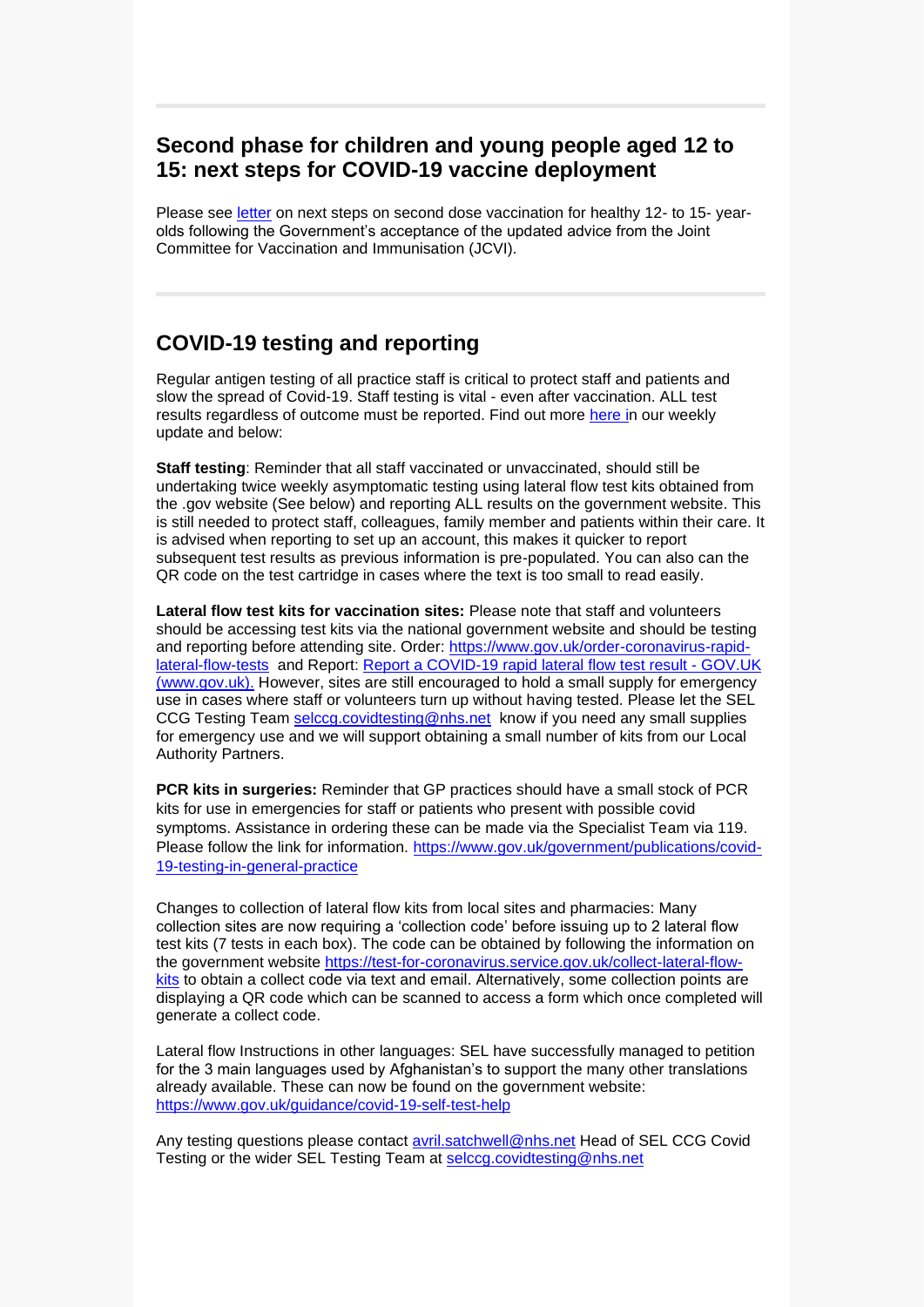## Second phase for children and young people aged 12 to 15: next steps for COVID-19 vaccine deployment

Please see letter on next steps on second dose vaccination for healthy 12- to 15- year-olds following the Government's acceptance of the updated advice from the Joint Committee for Vaccination and Immunisation (JCVI).

## COVID-19 testing and reporting

Regular antigen testing of all practice staff is critical to protect staff and patients and slow the spread of Covid-19. Staff testing is vital - even after vaccination. ALL test results regardless of outcome must be reported. Find out more here in our weekly update and below:

**Staff testing**: Reminder that all staff vaccinated or unvaccinated, should still be undertaking twice weekly asymptomatic testing using lateral flow test kits obtained from the .gov website (See below) and reporting ALL results on the government website. This is still needed to protect staff, colleagues, family member and patients within their care. It is advised when reporting to set up an account, this makes it quicker to report subsequent test results as previous information is pre-populated. You can also can the QR code on the test cartridge in cases where the text is too small to read easily.

**Lateral flow test kits for vaccination sites:** Please note that staff and volunteers should be accessing test kits via the national government website and should be testing and reporting before attending site. Order: https://www.gov.uk/order-coronavirus-rapid-lateral-flow-tests and Report: Report a COVID-19 rapid lateral flow test result - GOV.UK (www.gov.uk). However, sites are still encouraged to hold a small supply for emergency use in cases where staff or volunteers turn up without having tested. Please let the SEL CCG Testing Team selccg.covidtesting@nhs.net know if you need any small supplies for emergency use and we will support obtaining a small number of kits from our Local Authority Partners.

**PCR kits in surgeries:** Reminder that GP practices should have a small stock of PCR kits for use in emergencies for staff or patients who present with possible covid symptoms. Assistance in ordering these can be made via the Specialist Team via 119. Please follow the link for information. https://www.gov.uk/government/publications/covid-19-testing-in-general-practice

Changes to collection of lateral flow kits from local sites and pharmacies: Many collection sites are now requiring a 'collection code' before issuing up to 2 lateral flow test kits (7 tests in each box). The code can be obtained by following the information on the government website https://test-for-coronavirus.service.gov.uk/collect-lateral-flow-kits to obtain a collect code via text and email. Alternatively, some collection points are displaying a QR code which can be scanned to access a form which once completed will generate a collect code.

Lateral flow Instructions in other languages: SEL have successfully managed to petition for the 3 main languages used by Afghanistan's to support the many other translations already available. These can now be found on the government website: https://www.gov.uk/guidance/covid-19-self-test-help

Any testing questions please contact avril.satchwell@nhs.net Head of SEL CCG Covid Testing or the wider SEL Testing Team at selccg.covidtesting@nhs.net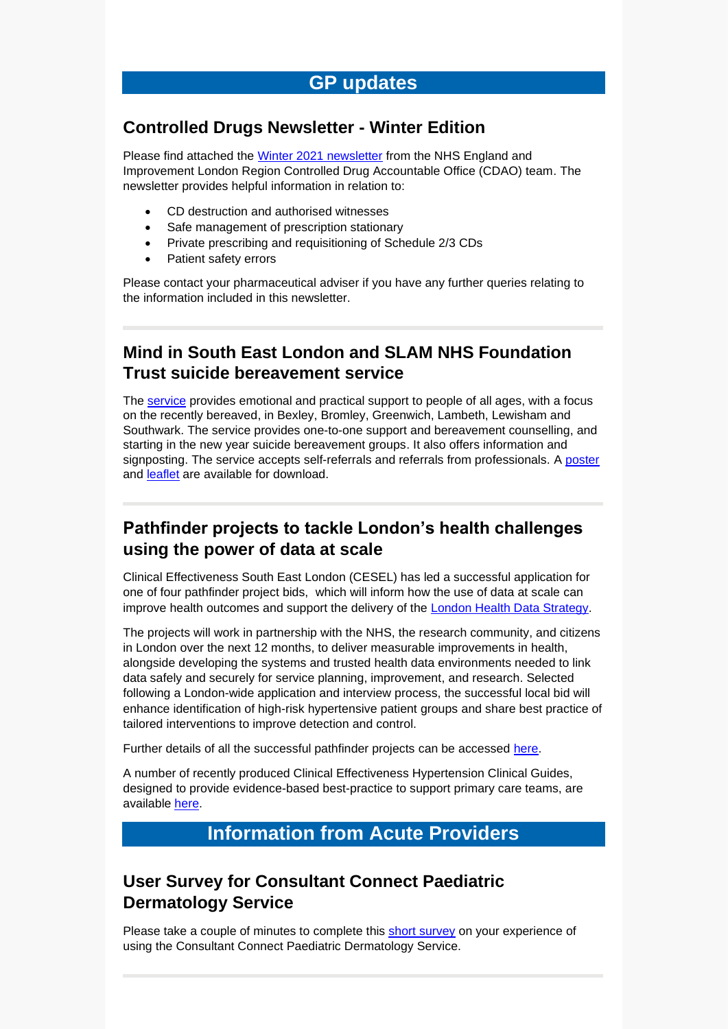# GP updates

## Controlled Drugs Newsletter - Winter Edition

Please find attached the Winter 2021 newsletter from the NHS England and Improvement London Region Controlled Drug Accountable Office (CDAO) team. The newsletter provides helpful information in relation to:

- CD destruction and authorised witnesses
- Safe management of prescription stationary
- Private prescribing and requisitioning of Schedule 2/3 CDs
- Patient safety errors

Please contact your pharmaceutical adviser if you have any further queries relating to the information included in this newsletter.

---

## Mind in South East London and SLAM NHS Foundation Trust suicide bereavement service

The service provides emotional and practical support to people of all ages, with a focus on the recently bereaved, in Bexley, Bromley, Greenwich, Lambeth, Lewisham and Southwark. The service provides one-to-one support and bereavement counselling, and starting in the new year suicide bereavement groups. It also offers information and signposting. The service accepts self-referrals and referrals from professionals. A poster and leaflet are available for download.

---

## Pathfinder projects to tackle London's health challenges using the power of data at scale

Clinical Effectiveness South East London (CESEL) has led a successful application for one of four pathfinder project bids, which will inform how the use of data at scale can improve health outcomes and support the delivery of the London Health Data Strategy.

The projects will work in partnership with the NHS, the research community, and citizens in London over the next 12 months, to deliver measurable improvements in health, alongside developing the systems and trusted health data environments needed to link data safely and securely for service planning, improvement, and research. Selected following a London-wide application and interview process, the successful local bid will enhance identification of high-risk hypertensive patient groups and share best practice of tailored interventions to improve detection and control.

Further details of all the successful pathfinder projects can be accessed here.

A number of recently produced Clinical Effectiveness Hypertension Clinical Guides, designed to provide evidence-based best-practice to support primary care teams, are available here.

# Information from Acute Providers

## User Survey for Consultant Connect Paediatric Dermatology Service

Please take a couple of minutes to complete this short survey on your experience of using the Consultant Connect Paediatric Dermatology Service.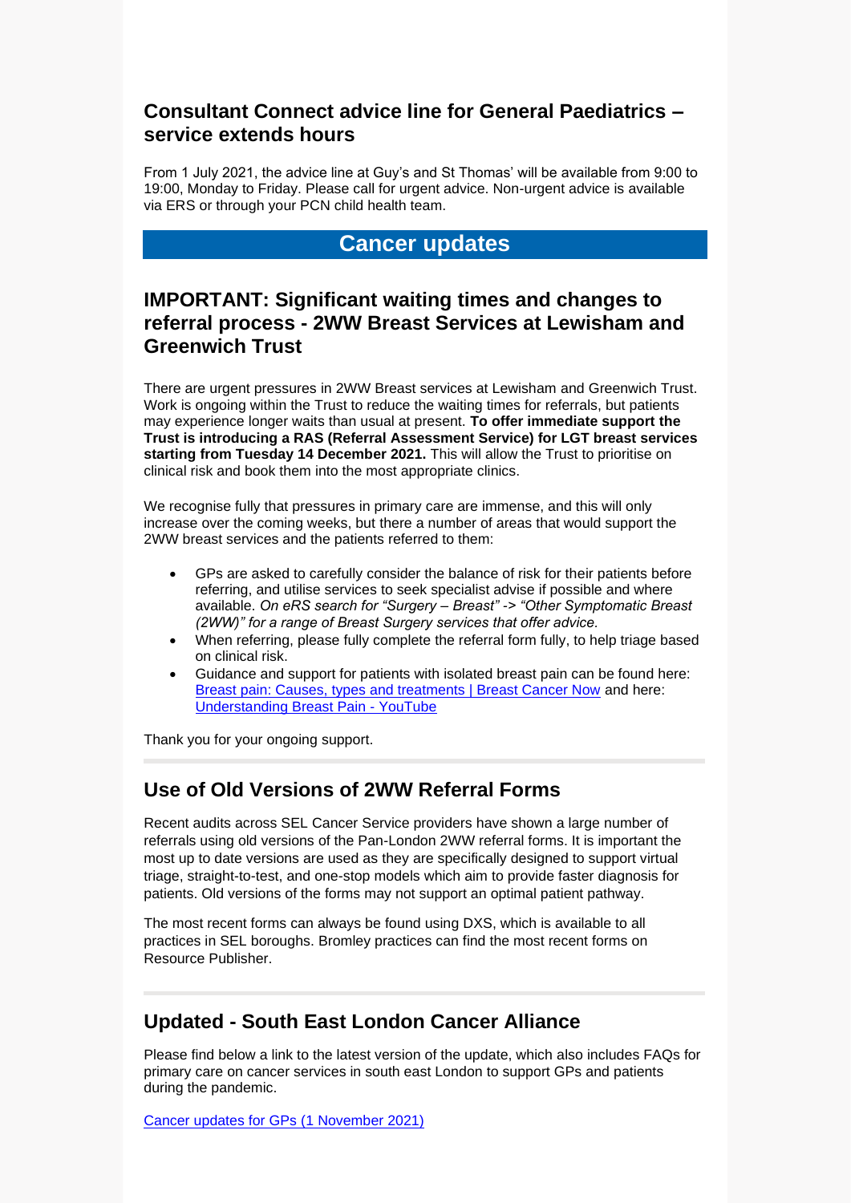## Consultant Connect advice line for General Paediatrics – service extends hours

From 1 July 2021, the advice line at Guy's and St Thomas' will be available from 9:00 to 19:00, Monday to Friday. Please call for urgent advice. Non-urgent advice is available via ERS or through your PCN child health team.

# Cancer updates

## IMPORTANT: Significant waiting times and changes to referral process - 2WW Breast Services at Lewisham and Greenwich Trust

There are urgent pressures in 2WW Breast services at Lewisham and Greenwich Trust. Work is ongoing within the Trust to reduce the waiting times for referrals, but patients may experience longer waits than usual at present. **To offer immediate support the Trust is introducing a RAS (Referral Assessment Service) for LGT breast services starting from Tuesday 14 December 2021.** This will allow the Trust to prioritise on clinical risk and book them into the most appropriate clinics.

We recognise fully that pressures in primary care are immense, and this will only increase over the coming weeks, but there a number of areas that would support the 2WW breast services and the patients referred to them:

- GPs are asked to carefully consider the balance of risk for their patients before referring, and utilise services to seek specialist advise if possible and where available. *On eRS search for "Surgery – Breast" -> "Other Symptomatic Breast (2WW)" for a range of Breast Surgery services that offer advice.*
- When referring, please fully complete the referral form fully, to help triage based on clinical risk.
- Guidance and support for patients with isolated breast pain can be found here: [Breast pain: Causes, types and treatments | Breast Cancer Now]() and here: [Understanding Breast Pain - YouTube]()

Thank you for your ongoing support.

## Use of Old Versions of 2WW Referral Forms

Recent audits across SEL Cancer Service providers have shown a large number of referrals using old versions of the Pan-London 2WW referral forms. It is important the most up to date versions are used as they are specifically designed to support virtual triage, straight-to-test, and one-stop models which aim to provide faster diagnosis for patients. Old versions of the forms may not support an optimal patient pathway.

The most recent forms can always be found using DXS, which is available to all practices in SEL boroughs. Bromley practices can find the most recent forms on Resource Publisher.

## Updated - South East London Cancer Alliance

Please find below a link to the latest version of the update, which also includes FAQs for primary care on cancer services in south east London to support GPs and patients during the pandemic.

[Cancer updates for GPs (1 November 2021)]()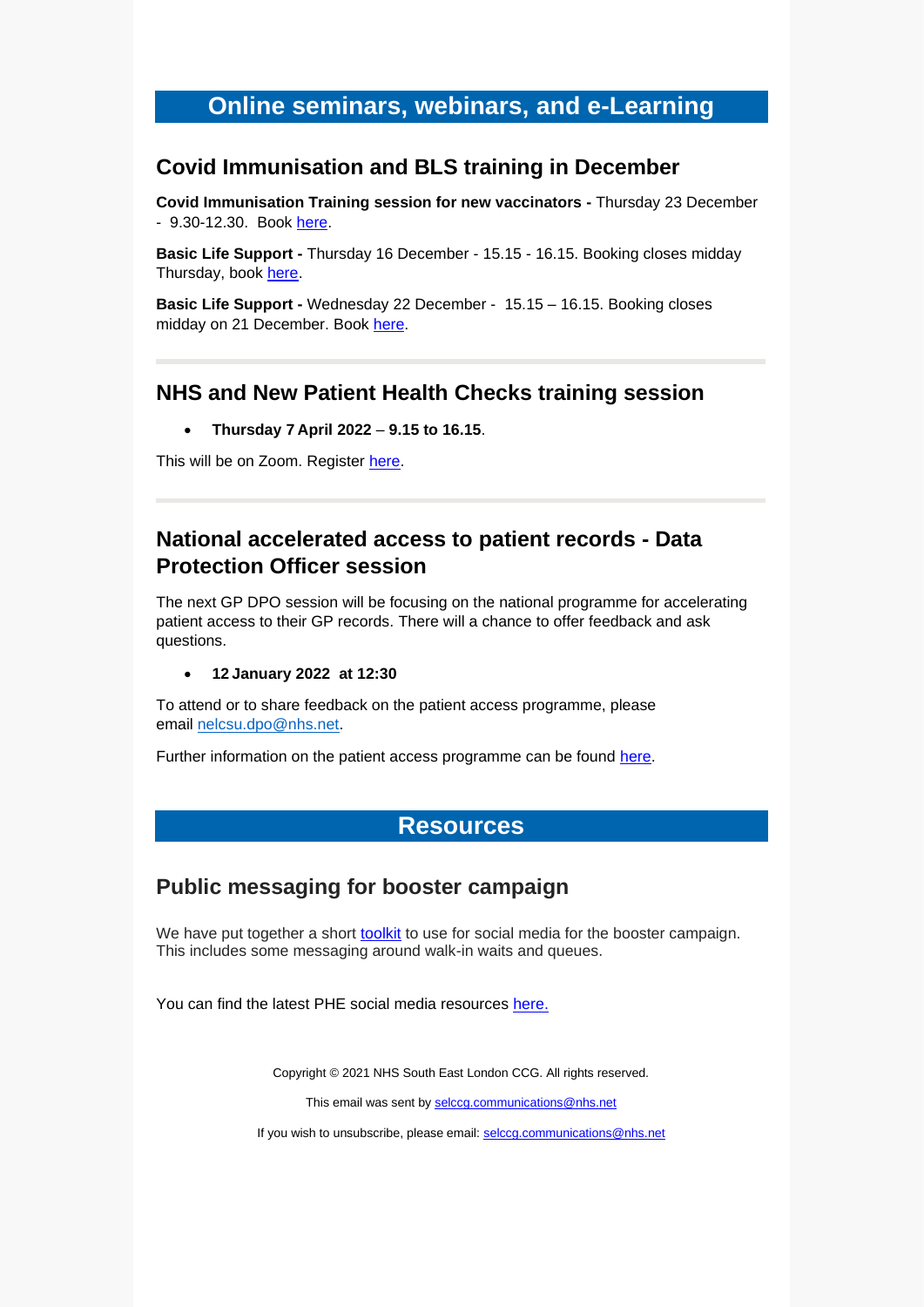# Online seminars, webinars, and e-Learning

## Covid Immunisation and BLS training in December

**Covid Immunisation Training session for new vaccinators -** Thursday 23 December - 9.30-12.30. Book here.

**Basic Life Support -** Thursday 16 December - 15.15 - 16.15. Booking closes midday Thursday, book here.

**Basic Life Support -** Wednesday 22 December - 15.15 – 16.15. Booking closes midday on 21 December. Book here.

## NHS and New Patient Health Checks training session

- **Thursday 7 April 2022** – **9.15 to 16.15**.

This will be on Zoom. Register here.

## National accelerated access to patient records - Data Protection Officer session

The next GP DPO session will be focusing on the national programme for accelerating patient access to their GP records. There will a chance to offer feedback and ask questions.

- **12 January 2022 at 12:30**

To attend or to share feedback on the patient access programme, please email nelcsu.dpo@nhs.net.

Further information on the patient access programme can be found here.

# Resources

## Public messaging for booster campaign

We have put together a short toolkit to use for social media for the booster campaign. This includes some messaging around walk-in waits and queues.

You can find the latest PHE social media resources here.

Copyright © 2021 NHS South East London CCG. All rights reserved.

This email was sent by selccg.communications@nhs.net

If you wish to unsubscribe, please email: selccg.communications@nhs.net